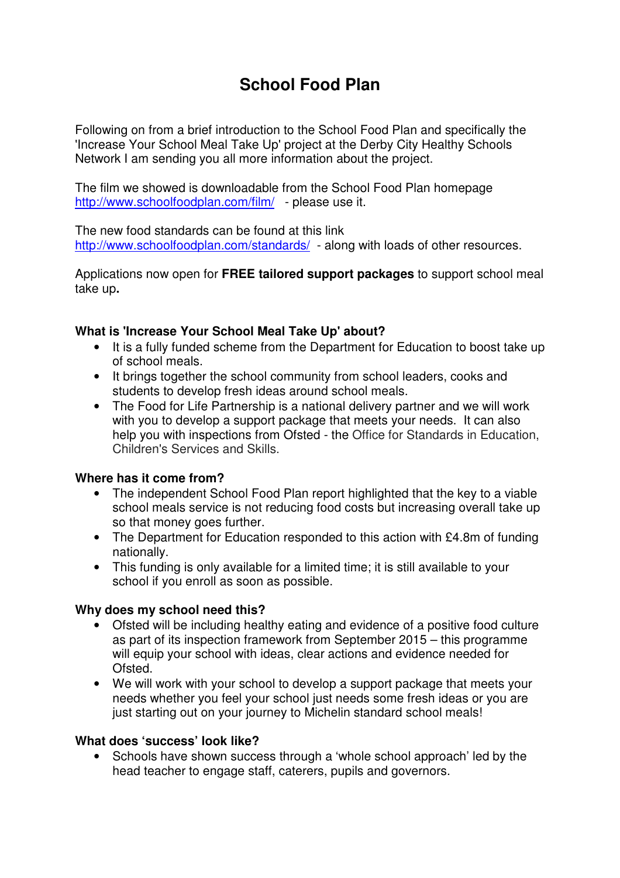# School Food Plan

Following on from a brief introduction to the School Food Plan and specifically the 'Increase Your School Meal Take Up' project at the Derby City Healthy Schools Network I am sending you all more information about the project.

The film we showed is downloadable from the School Food Plan homepage http://www.schoolfoodplan.com/film/ - please use it.

The new food standards can be found at this link http://www.schoolfoodplan.com/standards/ - along with loads of other resources.

Applications now open for **FREE tailored support packages** to support school meal take up**.**

### What is 'Increase Your School Meal Take Up' about?

- It is a fully funded scheme from the Department for Education to boost take up of school meals.
- It brings together the school community from school leaders, cooks and students to develop fresh ideas around school meals.
- The Food for Life Partnership is a national delivery partner and we will work with you to develop a support package that meets your needs. It can also help you with inspections from Ofsted - the Office for Standards in Education, Children's Services and Skills.

### Where has it come from?

- The independent School Food Plan report highlighted that the key to a viable school meals service is not reducing food costs but increasing overall take up so that money goes further.
- The Department for Education responded to this action with £4.8m of funding nationally.
- This funding is only available for a limited time; it is still available to your school if you enroll as soon as possible.

### Why does my school need this?

- Ofsted will be including healthy eating and evidence of a positive food culture as part of its inspection framework from September 2015 – this programme will equip your school with ideas, clear actions and evidence needed for Ofsted.
- We will work with your school to develop a support package that meets your needs whether you feel your school just needs some fresh ideas or you are just starting out on your journey to Michelin standard school meals!

### What does 'success' look like?

- Schools have shown success through a 'whole school approach' led by the head teacher to engage staff, caterers, pupils and governors.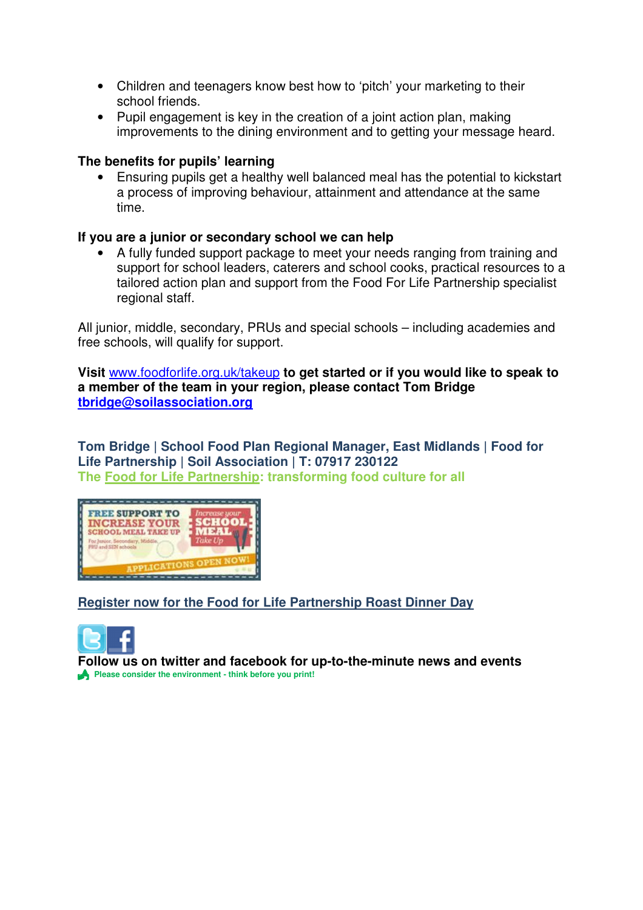- Children and teenagers know best how to 'pitch' your marketing to their school friends.
- Pupil engagement is key in the creation of a joint action plan, making improvements to the dining environment and to getting your message heard.

**The benefits for pupils' learning**

- Ensuring pupils get a healthy well balanced meal has the potential to kickstart a process of improving behaviour, attainment and attendance at the same time.

**If you are a junior or secondary school we can help**

- A fully funded support package to meet your needs ranging from training and support for school leaders, caterers and school cooks, practical resources to a tailored action plan and support from the Food For Life Partnership specialist regional staff.

All junior, middle, secondary, PRUs and special schools – including academies and free schools, will qualify for support.

**Visit www.foodforlife.org.uk/takeup to get started or if you would like to speak to a member of the team in your region, please contact Tom Bridge tbridge@soilassociation.org**

**Tom Bridge | School Food Plan Regional Manager, East Midlands | Food for Life Partnership | Soil Association | T: 07917 230122**
**The Food for Life Partnership: transforming food culture for all**

FREE SUPPORT TO INCREASE YOUR SCHOOL MEAL TAKE UP
For Junior, Secondary, Middle, PRU and SEN schools
Increase your SCHOOL MEAL Take Up
APPLICATIONS OPEN NOW!

**Register now for the Food for Life Partnership Roast Dinner Day**

**Follow us on twitter and facebook for up-to-the-minute news and events**
**Please consider the environment - think before you print!**